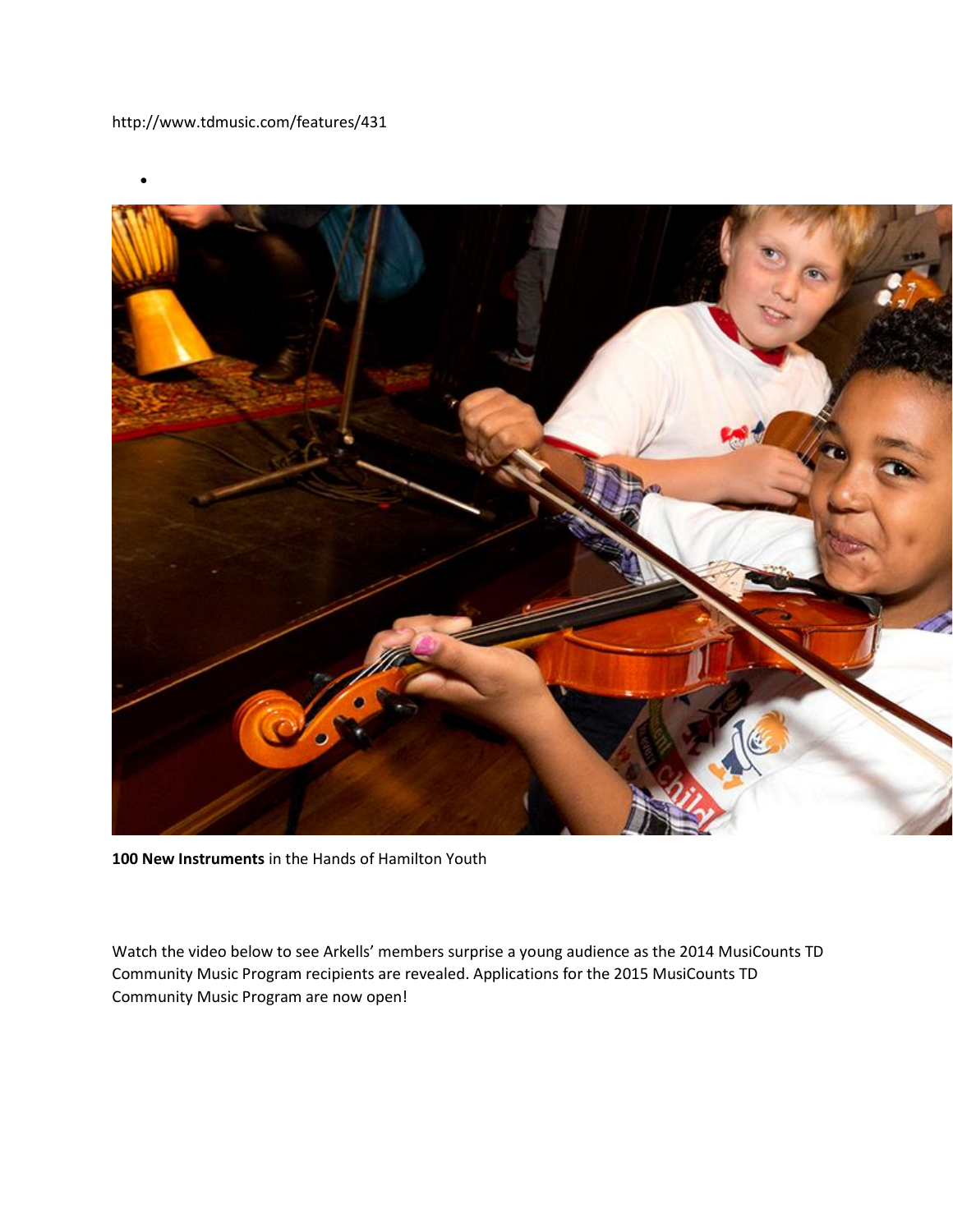http://www.tdmusic.com/features/431

**100 New Instruments** in the Hands of Hamilton Youth

Watch the video below to see Arkells' members surprise a young audience as the 2014 MusiCounts TD Community Music Program recipients are revealed. Applications for the 2015 MusiCounts TD Community Music Program are now open!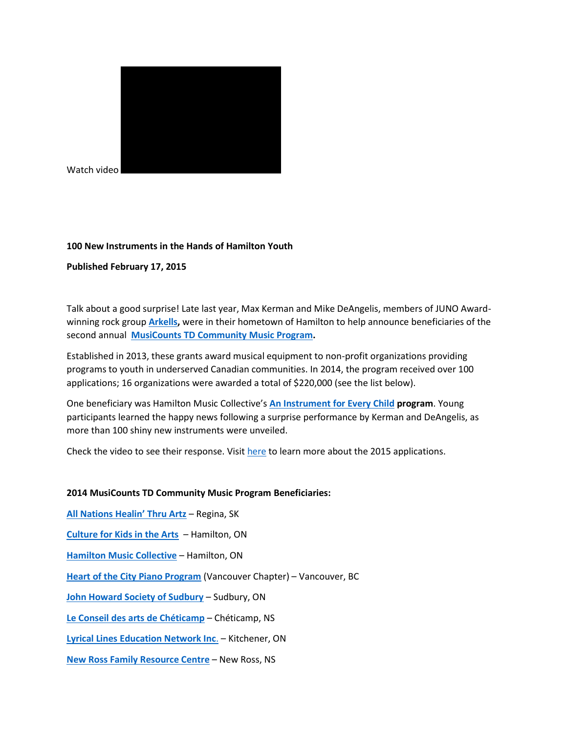Watch video

**100 New Instruments in the Hands of Hamilton Youth**

**Published February 17, 2015**

Talk about a good surprise! Late last year, Max Kerman and Mike DeAngelis, members of JUNO Award-winning rock group **Arkells,** were in their hometown of Hamilton to help announce beneficiaries of the second annual **MusiCounts TD Community Music Program.**

Established in 2013, these grants award musical equipment to non-profit organizations providing programs to youth in underserved Canadian communities. In 2014, the program received over 100 applications; 16 organizations were awarded a total of $220,000 (see the list below).

One beneficiary was Hamilton Music Collective's **An Instrument for Every Child program**. Young participants learned the happy news following a surprise performance by Kerman and DeAngelis, as more than 100 shiny new instruments were unveiled.

Check the video to see their response. Visit here to learn more about the 2015 applications.

**2014 MusiCounts TD Community Music Program Beneficiaries:**

**All Nations Healin' Thru Artz** – Regina, SK

**Culture for Kids in the Arts** – Hamilton, ON

**Hamilton Music Collective** – Hamilton, ON

**Heart of the City Piano Program** (Vancouver Chapter) – Vancouver, BC

**John Howard Society of Sudbury** – Sudbury, ON

**Le Conseil des arts de Chéticamp** – Chéticamp, NS

**Lyrical Lines Education Network Inc.** – Kitchener, ON

**New Ross Family Resource Centre** – New Ross, NS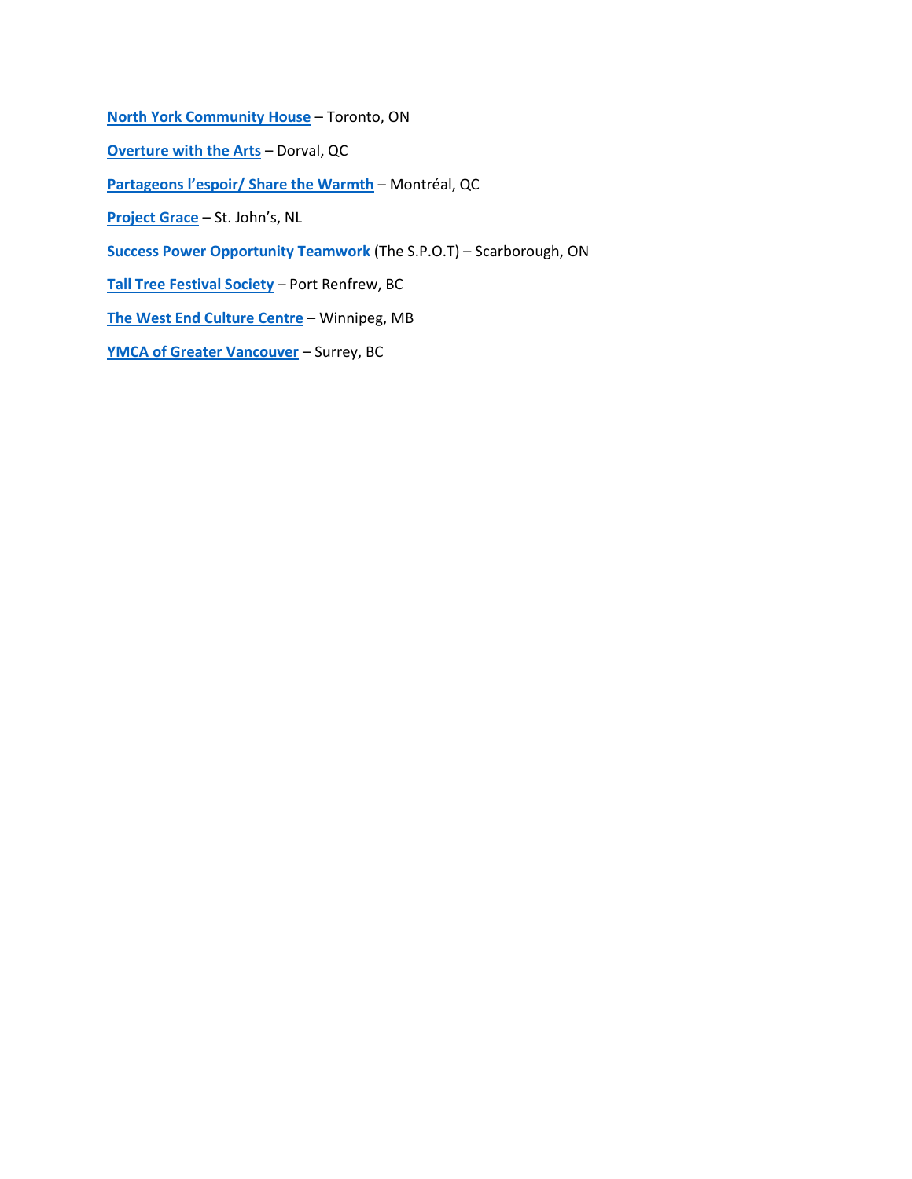**North York Community House** – Toronto, ON

**Overture with the Arts** – Dorval, QC

**Partageons l'espoir/ Share the Warmth** – Montréal, QC

**Project Grace** – St. John's, NL

**Success Power Opportunity Teamwork** (The S.P.O.T) – Scarborough, ON

**Tall Tree Festival Society** – Port Renfrew, BC

**The West End Culture Centre** – Winnipeg, MB

**YMCA of Greater Vancouver** – Surrey, BC